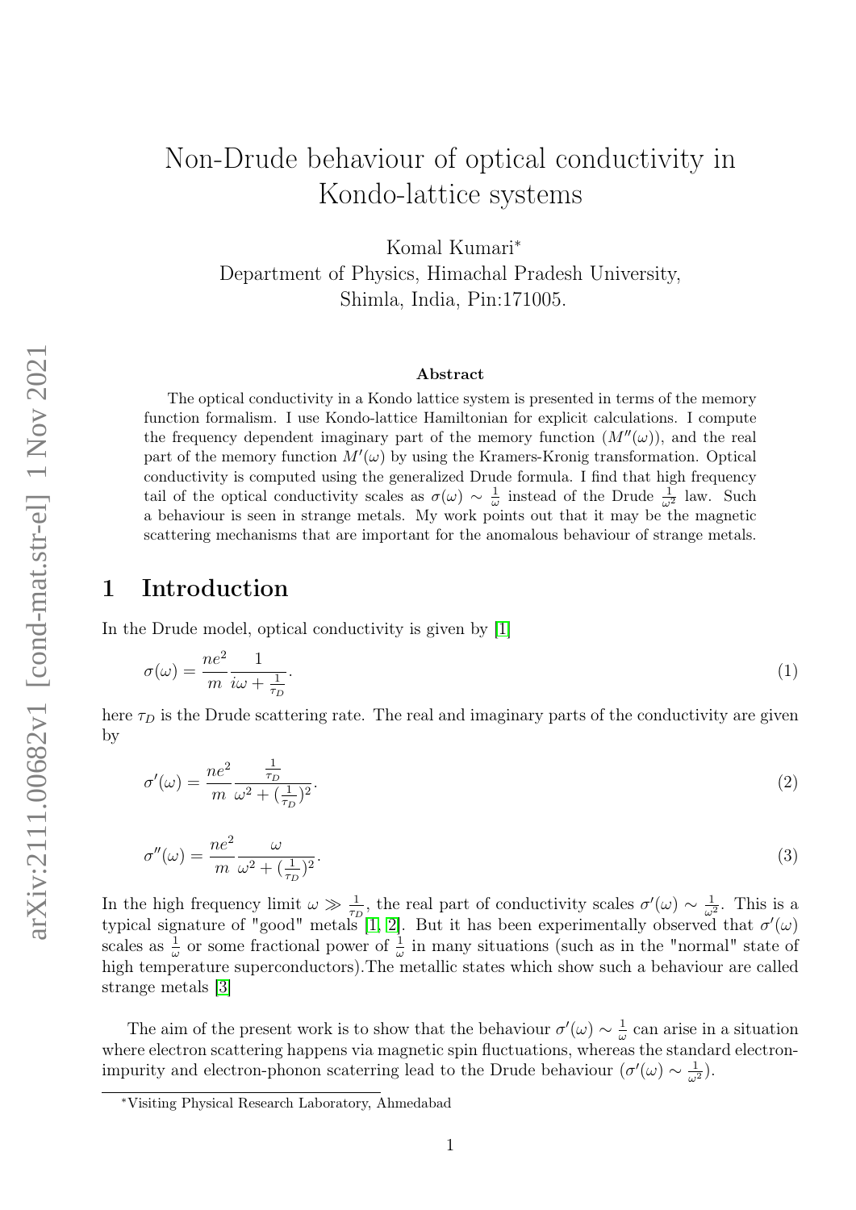// Omitting arXiv sidebar identifier as page metadata.
# Non-Drude behaviour of optical conductivity in Kondo-lattice systems

Komal Kumari*

Department of Physics, Himachal Pradesh University, Shimla, India, Pin:171005.

## Abstract

The optical conductivity in a Kondo lattice system is presented in terms of the memory function formalism. I use Kondo-lattice Hamiltonian for explicit calculations. I compute the frequency dependent imaginary part of the memory function ($M''(\omega)$), and the real part of the memory function $M'(\omega)$ by using the Kramers-Kronig transformation. Optical conductivity is computed using the generalized Drude formula. I find that high frequency tail of the optical conductivity scales as $\sigma(\omega) \sim \frac{1}{\omega}$ instead of the Drude $\frac{1}{\omega^2}$ law. Such a behaviour is seen in strange metals. My work points out that it may be the magnetic scattering mechanisms that are important for the anomalous behaviour of strange metals.

## 1 Introduction

In the Drude model, optical conductivity is given by [1]

$$\sigma(\omega) = \frac{ne^2}{m}\frac{1}{i\omega + \frac{1}{\tau_D}}. \tag{1}$$

here $\tau_D$ is the Drude scattering rate. The real and imaginary parts of the conductivity are given by

$$\sigma'(\omega) = \frac{ne^2}{m}\frac{\frac{1}{\tau_D}}{\omega^2 + (\frac{1}{\tau_D})^2}. \tag{2}$$

$$\sigma''(\omega) = \frac{ne^2}{m}\frac{\omega}{\omega^2 + (\frac{1}{\tau_D})^2}. \tag{3}$$

In the high frequency limit $\omega \gg \frac{1}{\tau_D}$, the real part of conductivity scales $\sigma'(\omega) \sim \frac{1}{\omega^2}$. This is a typical signature of "good" metals [1, 2]. But it has been experimentally observed that $\sigma'(\omega)$ scales as $\frac{1}{\omega}$ or some fractional power of $\frac{1}{\omega}$ in many situations (such as in the "normal" state of high temperature superconductors).The metallic states which show such a behaviour are called strange metals [3]

The aim of the present work is to show that the behaviour $\sigma'(\omega) \sim \frac{1}{\omega}$ can arise in a situation where electron scattering happens via magnetic spin fluctuations, whereas the standard electron-impurity and electron-phonon scaterring lead to the Drude behaviour ($\sigma'(\omega) \sim \frac{1}{\omega^2}$).

*Visiting Physical Research Laboratory, Ahmedabad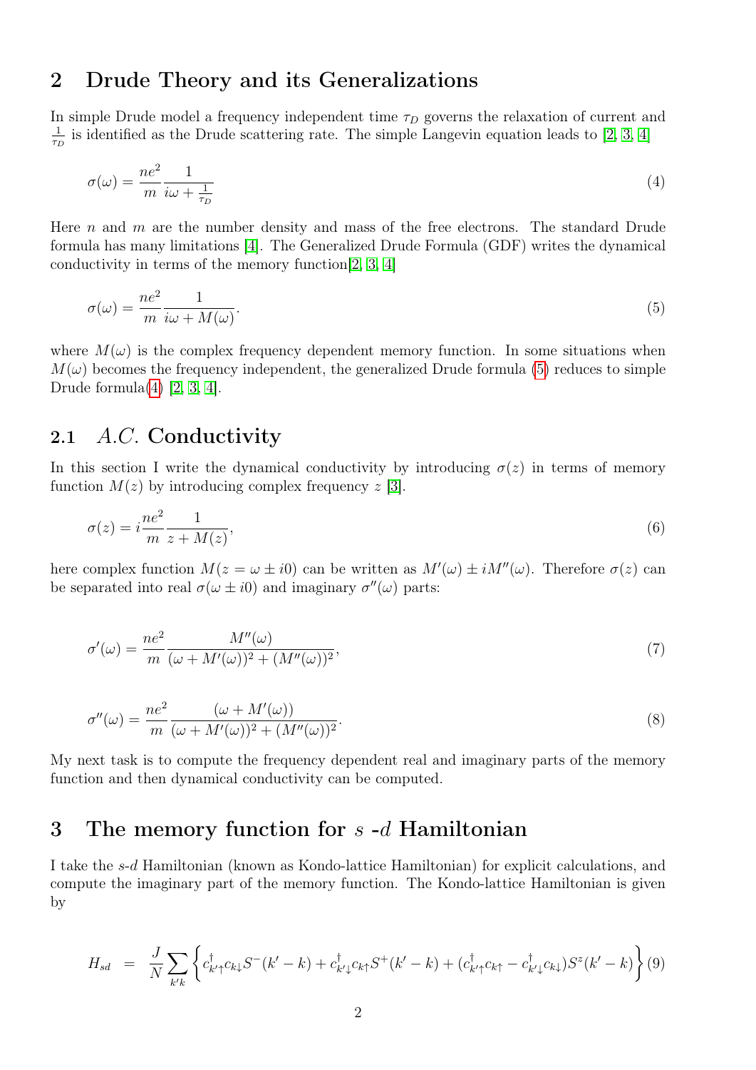## 2 Drude Theory and its Generalizations

In simple Drude model a frequency independent time $\tau_D$ governs the relaxation of current and $\frac{1}{\tau_D}$ is identified as the Drude scattering rate. The simple Langevin equation leads to [2, 3, 4]

$$\sigma(\omega) = \frac{ne^2}{m}\frac{1}{i\omega + \frac{1}{\tau_D}} \tag{4}$$

Here $n$ and $m$ are the number density and mass of the free electrons. The standard Drude formula has many limitations [4]. The Generalized Drude Formula (GDF) writes the dynamical conductivity in terms of the memory function[2, 3, 4]

$$\sigma(\omega) = \frac{ne^2}{m}\frac{1}{i\omega + M(\omega)}. \tag{5}$$

where $M(\omega)$ is the complex frequency dependent memory function. In some situations when $M(\omega)$ becomes the frequency independent, the generalized Drude formula (5) reduces to simple Drude formula(4) [2, 3, 4].

### 2.1 *A.C.* Conductivity

In this section I write the dynamical conductivity by introducing $\sigma(z)$ in terms of memory function $M(z)$ by introducing complex frequency $z$ [3].

$$\sigma(z) = i\frac{ne^2}{m}\frac{1}{z + M(z)}, \tag{6}$$

here complex function $M(z = \omega \pm i0)$ can be written as $M'(\omega) \pm iM''(\omega)$. Therefore $\sigma(z)$ can be separated into real $\sigma(\omega \pm i0)$ and imaginary $\sigma''(\omega)$ parts:

$$\sigma'(\omega) = \frac{ne^2}{m}\frac{M''(\omega)}{(\omega + M'(\omega))^2 + (M''(\omega))^2}, \tag{7}$$

$$\sigma''(\omega) = \frac{ne^2}{m}\frac{(\omega + M'(\omega))}{(\omega + M'(\omega))^2 + (M''(\omega))^2}. \tag{8}$$

My next task is to compute the frequency dependent real and imaginary parts of the memory function and then dynamical conductivity can be computed.

## 3 The memory function for $s$ -$d$ Hamiltonian

I take the *s*-*d* Hamiltonian (known as Kondo-lattice Hamiltonian) for explicit calculations, and compute the imaginary part of the memory function. The Kondo-lattice Hamiltonian is given by

$$H_{sd} = \frac{J}{N}\sum_{k'k}\left\{c^\dagger_{k'\uparrow}c_{k\downarrow}S^-(k'-k) + c^\dagger_{k'\downarrow}c_{k\uparrow}S^+(k'-k) + (c^\dagger_{k'\uparrow}c_{k\uparrow} - c^\dagger_{k'\downarrow}c_{k\downarrow})S^z(k'-k)\right\} \tag{9}$$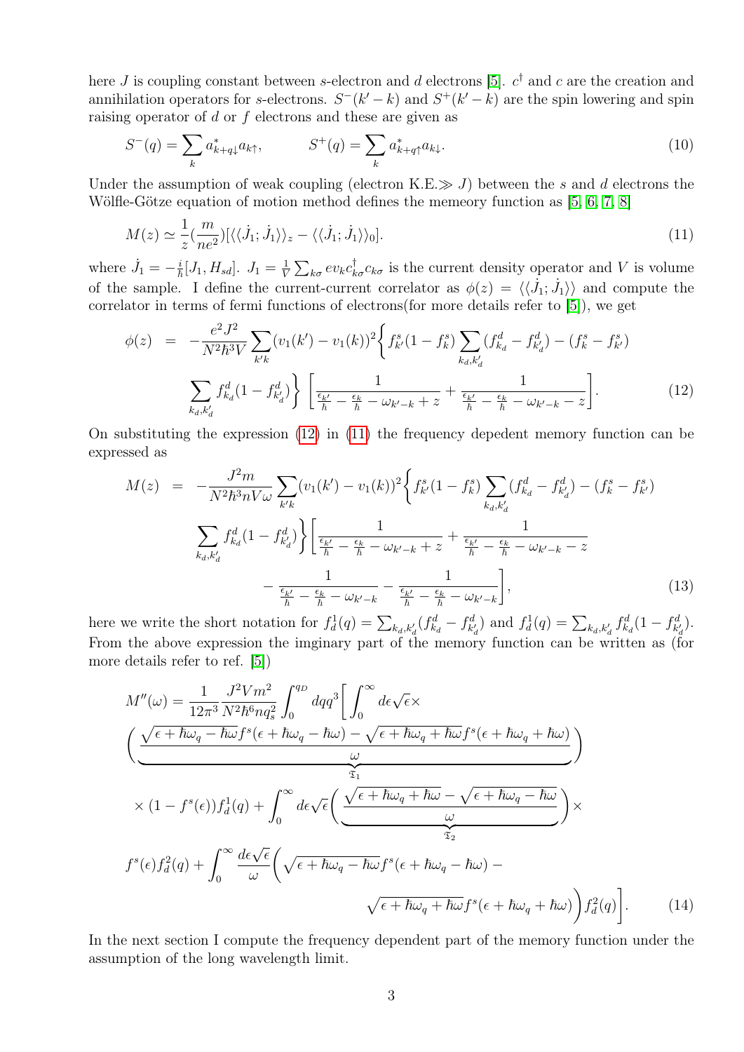here $J$ is coupling constant between $s$-electron and $d$ electrons [5]. $c^\dagger$ and $c$ are the creation and annihilation operators for $s$-electrons. $S^-(k'-k)$ and $S^+(k'-k)$ are the spin lowering and spin raising operator of $d$ or $f$ electrons and these are given as

$$S^-(q) = \sum_k a^*_{k+q\downarrow} a_{k\uparrow}, \qquad S^+(q) = \sum_k a^*_{k+q\uparrow} a_{k\downarrow}. \tag{10}$$

Under the assumption of weak coupling (electron K.E.$\gg J$) between the $s$ and $d$ electrons the Wölfle-Götze equation of motion method defines the memory function as [5, 6, 7, 8]

$$M(z) \simeq \frac{1}{z}\left(\frac{m}{ne^2}\right)[\langle\langle \dot{J}_1; \dot{J}_1\rangle\rangle_z - \langle\langle \dot{J}_1; \dot{J}_1\rangle\rangle_0]. \tag{11}$$

where $\dot{J}_1 = -\frac{i}{\hbar}[J_1, H_{sd}]$. $J_1 = \frac{1}{V}\sum_{k\sigma} e v_k c^\dagger_{k\sigma} c_{k\sigma}$ is the current density operator and $V$ is volume of the sample. I define the current-current correlator as $\phi(z) = \langle\langle \dot{J}_1; \dot{J}_1\rangle\rangle$ and compute the correlator in terms of fermi functions of electrons(for more details refer to [5]), we get

$$\begin{aligned}
\phi(z) &= -\frac{e^2 J^2}{N^2\hbar^3 V}\sum_{k'k}(v_1(k') - v_1(k))^2 \Bigg\{ f^s_{k'}(1-f^s_k)\sum_{k_d,k'_d}(f^d_{k_d} - f^d_{k'_d}) - (f^s_k - f^s_{k'}) \\
&\qquad \sum_{k_d,k'_d} f^d_{k_d}(1-f^d_{k'_d})\Bigg\} \left[\frac{1}{\frac{\epsilon_{k'}}{\hbar} - \frac{\epsilon_k}{\hbar} - \omega_{k'-k} + z} + \frac{1}{\frac{\epsilon_{k'}}{\hbar} - \frac{\epsilon_k}{\hbar} - \omega_{k'-k} - z}\right].
\end{aligned} \tag{12}$$

On substituting the expression (12) in (11) the frequency depedent memory function can be expressed as

$$\begin{aligned}
M(z) &= -\frac{J^2 m}{N^2\hbar^3 nV\omega}\sum_{k'k}(v_1(k') - v_1(k))^2 \Bigg\{ f^s_{k'}(1-f^s_k)\sum_{k_d,k'_d}(f^d_{k_d} - f^d_{k'_d}) - (f^s_k - f^s_{k'}) \\
&\qquad \sum_{k_d,k'_d} f^d_{k_d}(1-f^d_{k'_d})\Bigg\} \Bigg[\frac{1}{\frac{\epsilon_{k'}}{\hbar} - \frac{\epsilon_k}{\hbar} - \omega_{k'-k} + z} + \frac{1}{\frac{\epsilon_{k'}}{\hbar} - \frac{\epsilon_k}{\hbar} - \omega_{k'-k} - z} \\
&\qquad\qquad - \frac{1}{\frac{\epsilon_{k'}}{\hbar} - \frac{\epsilon_k}{\hbar} - \omega_{k'-k}} - \frac{1}{\frac{\epsilon_{k'}}{\hbar} - \frac{\epsilon_k}{\hbar} - \omega_{k'-k}}\Bigg],
\end{aligned} \tag{13}$$

here we write the short notation for $f^1_d(q) = \sum_{k_d,k'_d}(f^d_{k_d} - f^d_{k'_d})$ and $f^1_d(q) = \sum_{k_d,k'_d} f^d_{k_d}(1-f^d_{k'_d})$. From the above expression the imginary part of the memory function can be written as (for more details refer to ref. [5])

$$\begin{aligned}
M''(\omega) &= \frac{1}{12\pi^3}\frac{J^2 V m^2}{N^2\hbar^6 n q_s^2}\int_0^{q_D} dq q^3 \Bigg[\int_0^\infty d\epsilon\sqrt{\epsilon}\times \\
&\Bigg(\underbrace{\frac{\sqrt{\epsilon + \hbar\omega_q - \hbar\omega}\, f^s(\epsilon + \hbar\omega_q - \hbar\omega) - \sqrt{\epsilon + \hbar\omega_q + \hbar\omega}\, f^s(\epsilon + \hbar\omega_q + \hbar\omega)}{\omega}}_{\mathfrak{T}_1}\Bigg) \\
&\times (1 - f^s(\epsilon)) f^1_d(q) + \int_0^\infty d\epsilon\sqrt{\epsilon}\Bigg(\underbrace{\frac{\sqrt{\epsilon + \hbar\omega_q + \hbar\omega} - \sqrt{\epsilon + \hbar\omega_q - \hbar\omega}}{\omega}}_{\mathfrak{T}_2}\Bigg)\times \\
&f^s(\epsilon) f^2_d(q) + \int_0^\infty \frac{d\epsilon\sqrt{\epsilon}}{\omega}\Bigg(\sqrt{\epsilon + \hbar\omega_q - \hbar\omega}\, f^s(\epsilon + \hbar\omega_q - \hbar\omega) - \\
&\qquad\qquad \sqrt{\epsilon + \hbar\omega_q + \hbar\omega}\, f^s(\epsilon + \hbar\omega_q + \hbar\omega)\Bigg) f^2_d(q)\Bigg].
\end{aligned} \tag{14}$$

In the next section I compute the frequency dependent part of the memory function under the assumption of the long wavelength limit.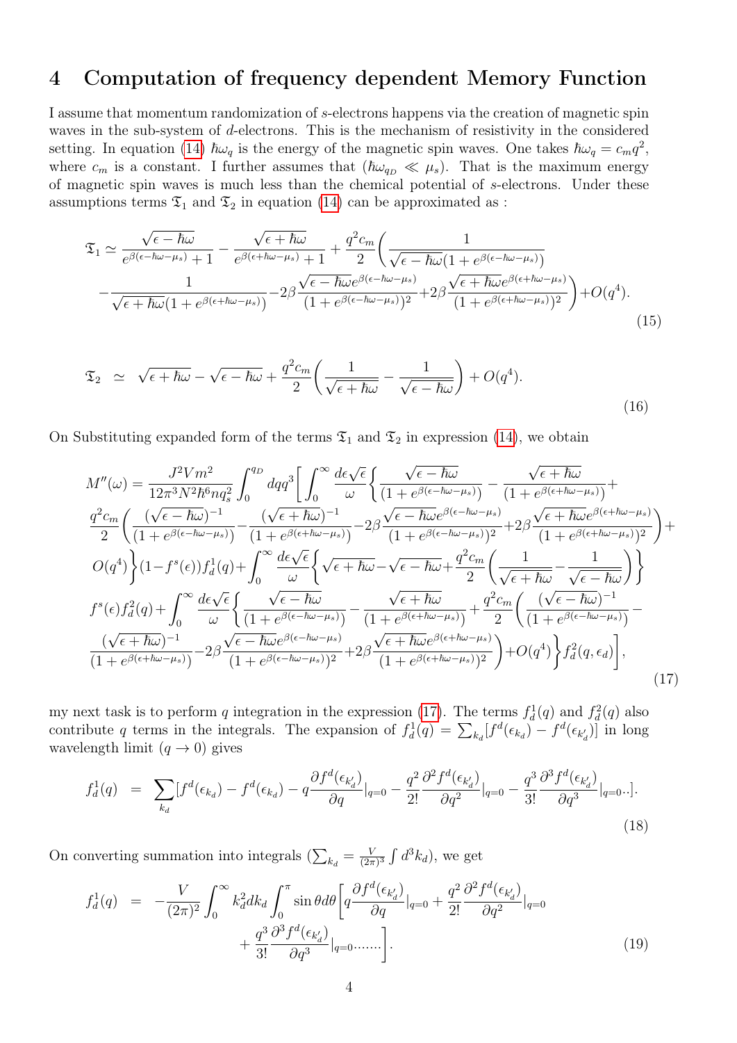# 4 Computation of frequency dependent Memory Function

I assume that momentum randomization of $s$-electrons happens via the creation of magnetic spin waves in the sub-system of $d$-electrons. This is the mechanism of resistivity in the considered setting. In equation (14) $\hbar\omega_q$ is the energy of the magnetic spin waves. One takes $\hbar\omega_q = c_m q^2$, where $c_m$ is a constant. I further assumes that ($\hbar\omega_{q_D} \ll \mu_s$). That is the maximum energy of magnetic spin waves is much less than the chemical potential of $s$-electrons. Under these assumptions terms $\mathfrak{T}_1$ and $\mathfrak{T}_2$ in equation (14) can be approximated as :

$$
\begin{aligned}
\mathfrak{T}_1 \simeq & \frac{\sqrt{\epsilon-\hbar\omega}}{e^{\beta(\epsilon-\hbar\omega-\mu_s)}+1} - \frac{\sqrt{\epsilon+\hbar\omega}}{e^{\beta(\epsilon+\hbar\omega-\mu_s)}+1} + \frac{q^2 c_m}{2}\bigg(\frac{1}{\sqrt{\epsilon-\hbar\omega}(1+e^{\beta(\epsilon-\hbar\omega-\mu_s)})} \\
& - \frac{1}{\sqrt{\epsilon+\hbar\omega}(1+e^{\beta(\epsilon+\hbar\omega-\mu_s)})} - 2\beta\frac{\sqrt{\epsilon-\hbar\omega}e^{\beta(\epsilon-\hbar\omega-\mu_s)}}{(1+e^{\beta(\epsilon-\hbar\omega-\mu_s)})^2} + 2\beta\frac{\sqrt{\epsilon+\hbar\omega}e^{\beta(\epsilon+\hbar\omega-\mu_s)}}{(1+e^{\beta(\epsilon+\hbar\omega-\mu_s)})^2}\bigg) + O(q^4).
\end{aligned} \tag{15}
$$

$$
\mathfrak{T}_2 \;\simeq\; \sqrt{\epsilon+\hbar\omega} - \sqrt{\epsilon-\hbar\omega} + \frac{q^2 c_m}{2}\bigg(\frac{1}{\sqrt{\epsilon+\hbar\omega}} - \frac{1}{\sqrt{\epsilon-\hbar\omega}}\bigg) + O(q^4). \tag{16}
$$

On Substituting expanded form of the terms $\mathfrak{T}_1$ and $\mathfrak{T}_2$ in expression (14), we obtain

$$
\begin{aligned}
M''(\omega) = & \frac{J^2 V m^2}{12\pi^3 N^2 \hbar^6 n q_s^2}\int_0^{q_D} dq q^3\bigg[\int_0^\infty \frac{d\epsilon\sqrt{\epsilon}}{\omega}\bigg\{\frac{\sqrt{\epsilon-\hbar\omega}}{(1+e^{\beta(\epsilon-\hbar\omega-\mu_s)})} - \frac{\sqrt{\epsilon+\hbar\omega}}{(1+e^{\beta(\epsilon+\hbar\omega-\mu_s)})} + \\
& \frac{q^2 c_m}{2}\bigg(\frac{(\sqrt{\epsilon-\hbar\omega})^{-1}}{(1+e^{\beta(\epsilon-\hbar\omega-\mu_s)})} - \frac{(\sqrt{\epsilon+\hbar\omega})^{-1}}{(1+e^{\beta(\epsilon+\hbar\omega-\mu_s)})} - 2\beta\frac{\sqrt{\epsilon-\hbar\omega}e^{\beta(\epsilon-\hbar\omega-\mu_s)}}{(1+e^{\beta(\epsilon-\hbar\omega-\mu_s)})^2} + 2\beta\frac{\sqrt{\epsilon+\hbar\omega}e^{\beta(\epsilon+\hbar\omega-\mu_s)}}{(1+e^{\beta(\epsilon+\hbar\omega-\mu_s)})^2}\bigg) + \\
& O(q^4)\bigg\}(1-f^s(\epsilon))f_d^1(q) + \int_0^\infty \frac{d\epsilon\sqrt{\epsilon}}{\omega}\bigg\{\sqrt{\epsilon+\hbar\omega} - \sqrt{\epsilon-\hbar\omega} + \frac{q^2 c_m}{2}\bigg(\frac{1}{\sqrt{\epsilon+\hbar\omega}} - \frac{1}{\sqrt{\epsilon-\hbar\omega}}\bigg)\bigg\} \\
& f^s(\epsilon)f_d^2(q) + \int_0^\infty \frac{d\epsilon\sqrt{\epsilon}}{\omega}\bigg\{\frac{\sqrt{\epsilon-\hbar\omega}}{(1+e^{\beta(\epsilon-\hbar\omega-\mu_s)})} - \frac{\sqrt{\epsilon+\hbar\omega}}{(1+e^{\beta(\epsilon+\hbar\omega-\mu_s)})} + \frac{q^2 c_m}{2}\bigg(\frac{(\sqrt{\epsilon-\hbar\omega})^{-1}}{(1+e^{\beta(\epsilon-\hbar\omega-\mu_s)})} - \\
& \frac{(\sqrt{\epsilon+\hbar\omega})^{-1}}{(1+e^{\beta(\epsilon+\hbar\omega-\mu_s)})} - 2\beta\frac{\sqrt{\epsilon-\hbar\omega}e^{\beta(\epsilon-\hbar\omega-\mu_s)}}{(1+e^{\beta(\epsilon-\hbar\omega-\mu_s)})^2} + 2\beta\frac{\sqrt{\epsilon+\hbar\omega}e^{\beta(\epsilon+\hbar\omega-\mu_s)}}{(1+e^{\beta(\epsilon-\hbar\omega-\mu_s)})^2}\bigg) + O(q^4)\bigg\}f_d^2(q,\epsilon_d)\bigg],
\end{aligned} \tag{17}
$$

my next task is to perform $q$ integration in the expression (17). The terms $f_d^1(q)$ and $f_d^2(q)$ also contribute $q$ terms in the integrals. The expansion of $f_d^1(q) = \sum_{k_d}[f^d(\epsilon_{k_d}) - f^d(\epsilon_{k_d'})]$ in long wavelength limit ($q \to 0$) gives

$$
f_d^1(q) \;=\; \sum_{k_d}[f^d(\epsilon_{k_d}) - f^d(\epsilon_{k_d}) - q\frac{\partial f^d(\epsilon_{k_d'})}{\partial q}|_{q=0} - \frac{q^2}{2!}\frac{\partial^2 f^d(\epsilon_{k_d'})}{\partial q^2}|_{q=0} - \frac{q^3}{3!}\frac{\partial^3 f^d(\epsilon_{k_d'})}{\partial q^3}|_{q=0}..]. \tag{18}
$$

On converting summation into integrals ($\sum_{k_d} = \frac{V}{(2\pi)^3}\int d^3k_d$), we get

$$
\begin{aligned}
f_d^1(q) \;=\; & -\frac{V}{(2\pi)^2}\int_0^\infty k_d^2 dk_d \int_0^\pi \sin\theta d\theta\bigg[q\frac{\partial f^d(\epsilon_{k_d'})}{\partial q}|_{q=0} + \frac{q^2}{2!}\frac{\partial^2 f^d(\epsilon_{k_d'})}{\partial q^2}|_{q=0} \\
& + \frac{q^3}{3!}\frac{\partial^3 f^d(\epsilon_{k_d'})}{\partial q^3}|_{q=0}......\bigg].
\end{aligned} \tag{19}
$$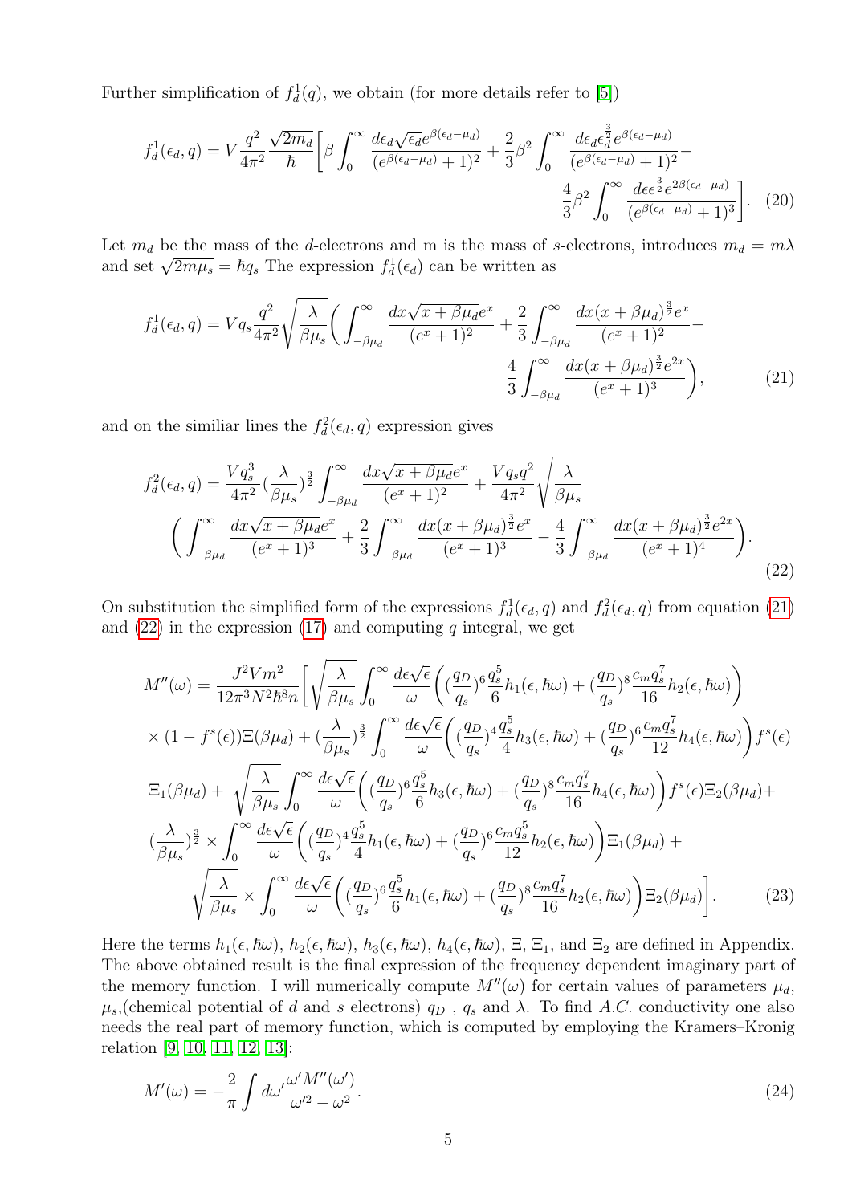Further simplification of $f_d^1(q)$, we obtain (for more details refer to [5])

$$f_d^1(\epsilon_d, q) = V\frac{q^2}{4\pi^2}\frac{\sqrt{2m_d}}{\hbar}\bigg[\beta\int_0^\infty \frac{d\epsilon_d\sqrt{\epsilon_d}e^{\beta(\epsilon_d-\mu_d)}}{(e^{\beta(\epsilon_d-\mu_d)}+1)^2} + \frac{2}{3}\beta^2\int_0^\infty \frac{d\epsilon_d\epsilon_d^{\frac{3}{2}}e^{\beta(\epsilon_d-\mu_d)}}{(e^{\beta(\epsilon_d-\mu_d)}+1)^2} - \frac{4}{3}\beta^2\int_0^\infty \frac{d\epsilon\epsilon^{\frac{3}{2}}e^{2\beta(\epsilon_d-\mu_d)}}{(e^{\beta(\epsilon_d-\mu_d)}+1)^3}\bigg]. \quad (20)$$

Let $m_d$ be the mass of the $d$-electrons and m is the mass of $s$-electrons, introduces $m_d = m\lambda$ and set $\sqrt{2m\mu_s} = \hbar q_s$ The expression $f_d^1(\epsilon_d)$ can be written as

$$f_d^1(\epsilon_d, q) = Vq_s\frac{q^2}{4\pi^2}\sqrt{\frac{\lambda}{\beta\mu_s}}\bigg(\int_{-\beta\mu_d}^\infty \frac{dx\sqrt{x+\beta\mu_d}e^x}{(e^x+1)^2} + \frac{2}{3}\int_{-\beta\mu_d}^\infty \frac{dx(x+\beta\mu_d)^{\frac{3}{2}}e^x}{(e^x+1)^2} - \frac{4}{3}\int_{-\beta\mu_d}^\infty \frac{dx(x+\beta\mu_d)^{\frac{3}{2}}e^{2x}}{(e^x+1)^3}\bigg), \quad (21)$$

and on the similiar lines the $f_d^2(\epsilon_d, q)$ expression gives

$$f_d^2(\epsilon_d, q) = \frac{Vq_s^3}{4\pi^2}(\frac{\lambda}{\beta\mu_s})^{\frac{3}{2}}\int_{-\beta\mu_d}^\infty \frac{dx\sqrt{x+\beta\mu_d}e^x}{(e^x+1)^2} + \frac{Vq_sq^2}{4\pi^2}\sqrt{\frac{\lambda}{\beta\mu_s}}\bigg(\int_{-\beta\mu_d}^\infty \frac{dx\sqrt{x+\beta\mu_d}e^x}{(e^x+1)^3} + \frac{2}{3}\int_{-\beta\mu_d}^\infty \frac{dx(x+\beta\mu_d)^{\frac{3}{2}}e^x}{(e^x+1)^3} - \frac{4}{3}\int_{-\beta\mu_d}^\infty \frac{dx(x+\beta\mu_d)^{\frac{3}{2}}e^{2x}}{(e^x+1)^4}\bigg). \quad (22)$$

On substitution the simplified form of the expressions $f_d^1(\epsilon_d, q)$ and $f_d^2(\epsilon_d, q)$ from equation (21) and (22) in the expression (17) and computing $q$ integral, we get

$$\begin{aligned}M''(\omega) = \frac{J^2Vm^2}{12\pi^3N^2\hbar^8 n}\bigg[&\sqrt{\frac{\lambda}{\beta\mu_s}}\int_0^\infty \frac{d\epsilon\sqrt{\epsilon}}{\omega}\bigg((\frac{q_D}{q_s})^6\frac{q_s^5}{6}h_1(\epsilon,\hbar\omega) + (\frac{q_D}{q_s})^8\frac{c_mq_s^7}{16}h_2(\epsilon,\hbar\omega)\bigg) \\ &\times(1-f^s(\epsilon))\Xi(\beta\mu_d) + (\frac{\lambda}{\beta\mu_s})^{\frac{3}{2}}\int_0^\infty \frac{d\epsilon\sqrt{\epsilon}}{\omega}\bigg((\frac{q_D}{q_s})^4\frac{q_s^5}{4}h_3(\epsilon,\hbar\omega) + (\frac{q_D}{q_s})^6\frac{c_mq_s^7}{12}h_4(\epsilon,\hbar\omega)\bigg)f^s(\epsilon) \\ &\Xi_1(\beta\mu_d) + \sqrt{\frac{\lambda}{\beta\mu_s}}\int_0^\infty \frac{d\epsilon\sqrt{\epsilon}}{\omega}\bigg((\frac{q_D}{q_s})^6\frac{q_s^5}{6}h_3(\epsilon,\hbar\omega) + (\frac{q_D}{q_s})^8\frac{c_mq_s^7}{16}h_4(\epsilon,\hbar\omega)\bigg)f^s(\epsilon)\Xi_2(\beta\mu_d) + \\ &(\frac{\lambda}{\beta\mu_s})^{\frac{3}{2}}\times\int_0^\infty \frac{d\epsilon\sqrt{\epsilon}}{\omega}\bigg((\frac{q_D}{q_s})^4\frac{q_s^5}{4}h_1(\epsilon,\hbar\omega) + (\frac{q_D}{q_s})^6\frac{c_mq_s^5}{12}h_2(\epsilon,\hbar\omega)\bigg)\Xi_1(\beta\mu_d) + \\ &\sqrt{\frac{\lambda}{\beta\mu_s}}\times\int_0^\infty \frac{d\epsilon\sqrt{\epsilon}}{\omega}\bigg((\frac{q_D}{q_s})^6\frac{q_s^5}{6}h_1(\epsilon,\hbar\omega) + (\frac{q_D}{q_s})^8\frac{c_mq_s^7}{16}h_2(\epsilon,\hbar\omega)\bigg)\Xi_2(\beta\mu_d)\bigg]. \quad (23)\end{aligned}$$

Here the terms $h_1(\epsilon,\hbar\omega)$, $h_2(\epsilon,\hbar\omega)$, $h_3(\epsilon,\hbar\omega)$, $h_4(\epsilon,\hbar\omega)$, $\Xi$, $\Xi_1$, and $\Xi_2$ are defined in Appendix. The above obtained result is the final expression of the frequency dependent imaginary part of the memory function. I will numerically compute $M''(\omega)$ for certain values of parameters $\mu_d$, $\mu_s$,(chemical potential of $d$ and $s$ electrons) $q_D$ , $q_s$ and $\lambda$. To find *A.C.* conductivity one also needs the real part of memory function, which is computed by employing the Kramers–Kronig relation [9, 10, 11, 12, 13]:

$$M'(\omega) = -\frac{2}{\pi}\int d\omega'\frac{\omega' M''(\omega')}{\omega'^2-\omega^2}. \quad (24)$$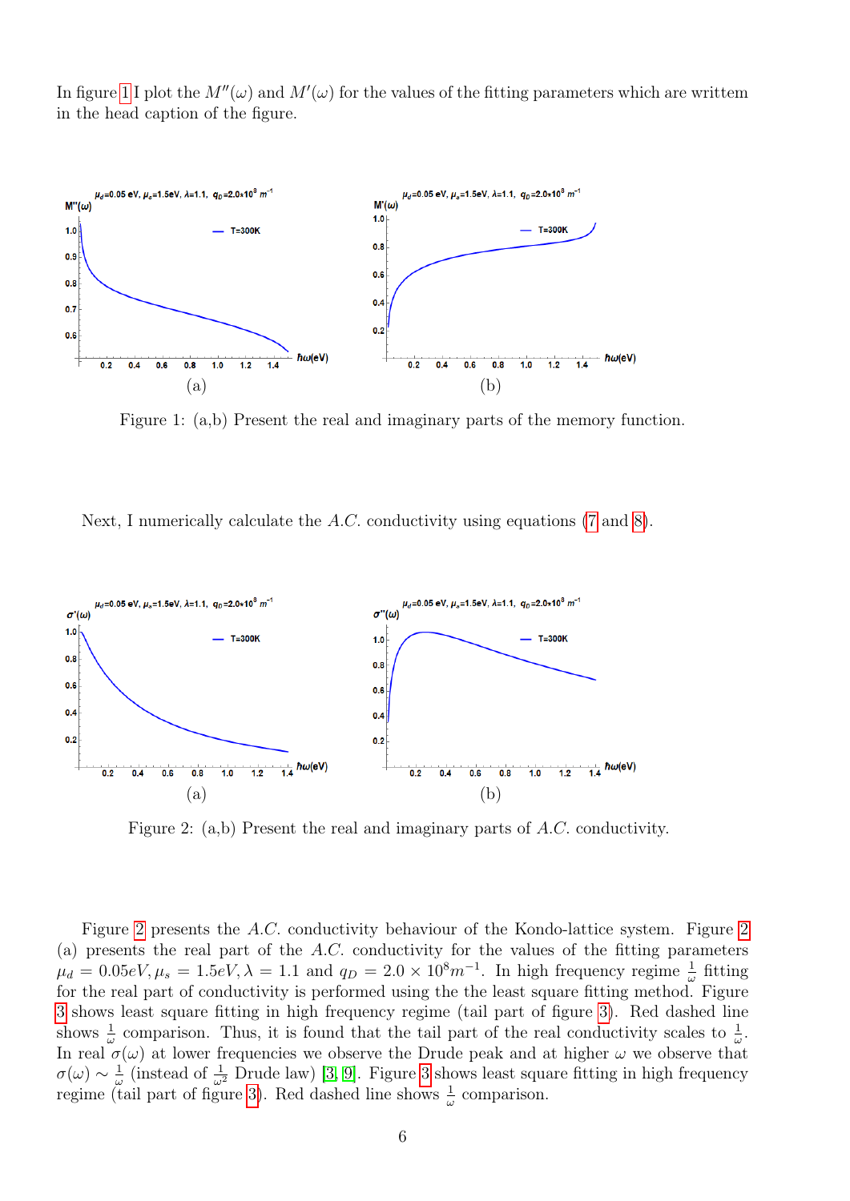In figure 1 I plot the $M''(\omega)$ and $M'(\omega)$ for the values of the fitting parameters which are writtem in the head caption of the figure.

(a) (b)

Figure 1: (a,b) Present the real and imaginary parts of the memory function.

Next, I numerically calculate the $A.C.$ conductivity using equations (7 and 8).

(a) (b)

Figure 2: (a,b) Present the real and imaginary parts of $A.C.$ conductivity.

Figure 2 presents the $A.C.$ conductivity behaviour of the Kondo-lattice system. Figure 2 (a) presents the real part of the $A.C.$ conductivity for the values of the fitting parameters $\mu_d = 0.05eV, \mu_s = 1.5eV, \lambda = 1.1$ and $q_D = 2.0 \times 10^8 m^{-1}$. In high frequency regime $\frac{1}{\omega}$ fitting for the real part of conductivity is performed using the the least square fitting method. Figure 3 shows least square fitting in high frequency regime (tail part of figure 3). Red dashed line shows $\frac{1}{\omega}$ comparison. Thus, it is found that the tail part of the real conductivity scales to $\frac{1}{\omega}$. In real $\sigma(\omega)$ at lower frequencies we observe the Drude peak and at higher $\omega$ we observe that $\sigma(\omega) \sim \frac{1}{\omega}$ (instead of $\frac{1}{\omega^2}$ Drude law) [3, 9]. Figure 3 shows least square fitting in high frequency regime (tail part of figure 3). Red dashed line shows $\frac{1}{\omega}$ comparison.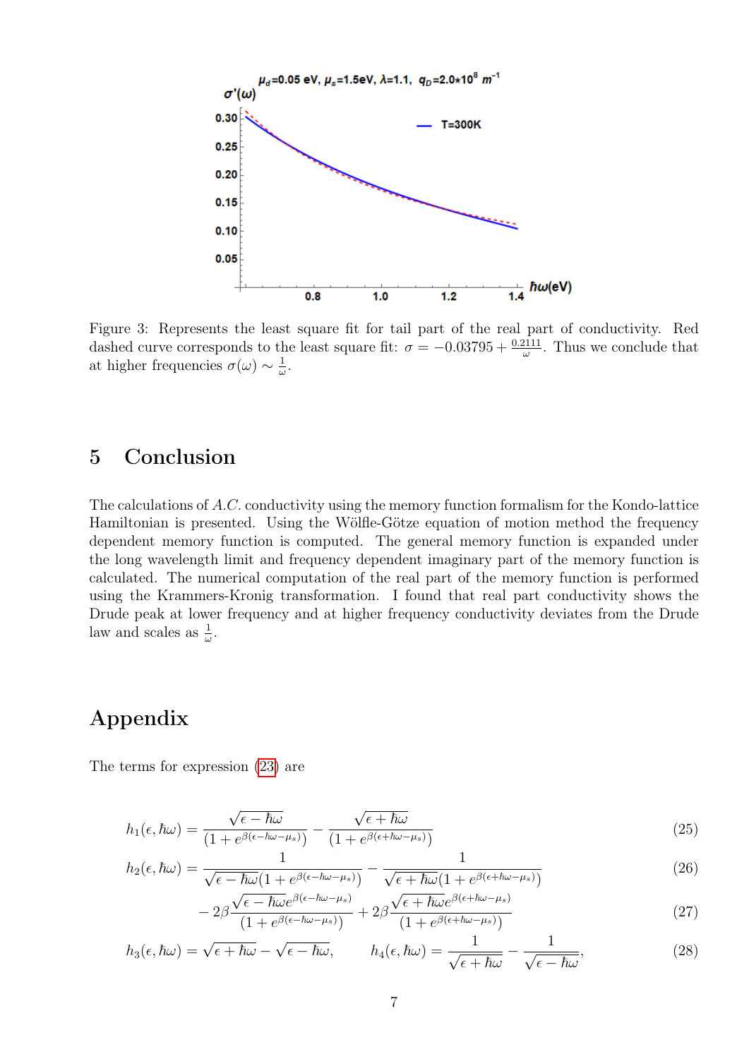Figure 3: Represents the least square fit for tail part of the real part of conductivity. Red dashed curve corresponds to the least square fit: $\sigma = -0.03795 + \frac{0.2111}{\omega}$. Thus we conclude that at higher frequencies $\sigma(\omega) \sim \frac{1}{\omega}$.

## 5 Conclusion

The calculations of *A.C.* conductivity using the memory function formalism for the Kondo-lattice Hamiltonian is presented. Using the Wölfle-Götze equation of motion method the frequency dependent memory function is computed. The general memory function is expanded under the long wavelength limit and frequency dependent imaginary part of the memory function is calculated. The numerical computation of the real part of the memory function is performed using the Krammers-Kronig transformation. I found that real part conductivity shows the Drude peak at lower frequency and at higher frequency conductivity deviates from the Drude law and scales as $\frac{1}{\omega}$.

## Appendix

The terms for expression (23) are

$$h_1(\epsilon, \hbar\omega) = \frac{\sqrt{\epsilon - \hbar\omega}}{(1 + e^{\beta(\epsilon - \hbar\omega - \mu_s)})} - \frac{\sqrt{\epsilon + \hbar\omega}}{(1 + e^{\beta(\epsilon + \hbar\omega - \mu_s)})} \tag{25}$$

$$h_2(\epsilon, \hbar\omega) = \frac{1}{\sqrt{\epsilon - \hbar\omega}(1 + e^{\beta(\epsilon - \hbar\omega - \mu_s)})} - \frac{1}{\sqrt{\epsilon + \hbar\omega}(1 + e^{\beta(\epsilon + \hbar\omega - \mu_s)})} \tag{26}$$

$$- 2\beta \frac{\sqrt{\epsilon - \hbar\omega} e^{\beta(\epsilon - \hbar\omega - \mu_s)}}{(1 + e^{\beta(\epsilon - \hbar\omega - \mu_s)})} + 2\beta \frac{\sqrt{\epsilon + \hbar\omega} e^{\beta(\epsilon + \hbar\omega - \mu_s)}}{(1 + e^{\beta(\epsilon + \hbar\omega - \mu_s)})} \tag{27}$$

$$h_3(\epsilon, \hbar\omega) = \sqrt{\epsilon + \hbar\omega} - \sqrt{\epsilon - \hbar\omega}, \qquad h_4(\epsilon, \hbar\omega) = \frac{1}{\sqrt{\epsilon + \hbar\omega}} - \frac{1}{\sqrt{\epsilon - \hbar\omega}}, \tag{28}$$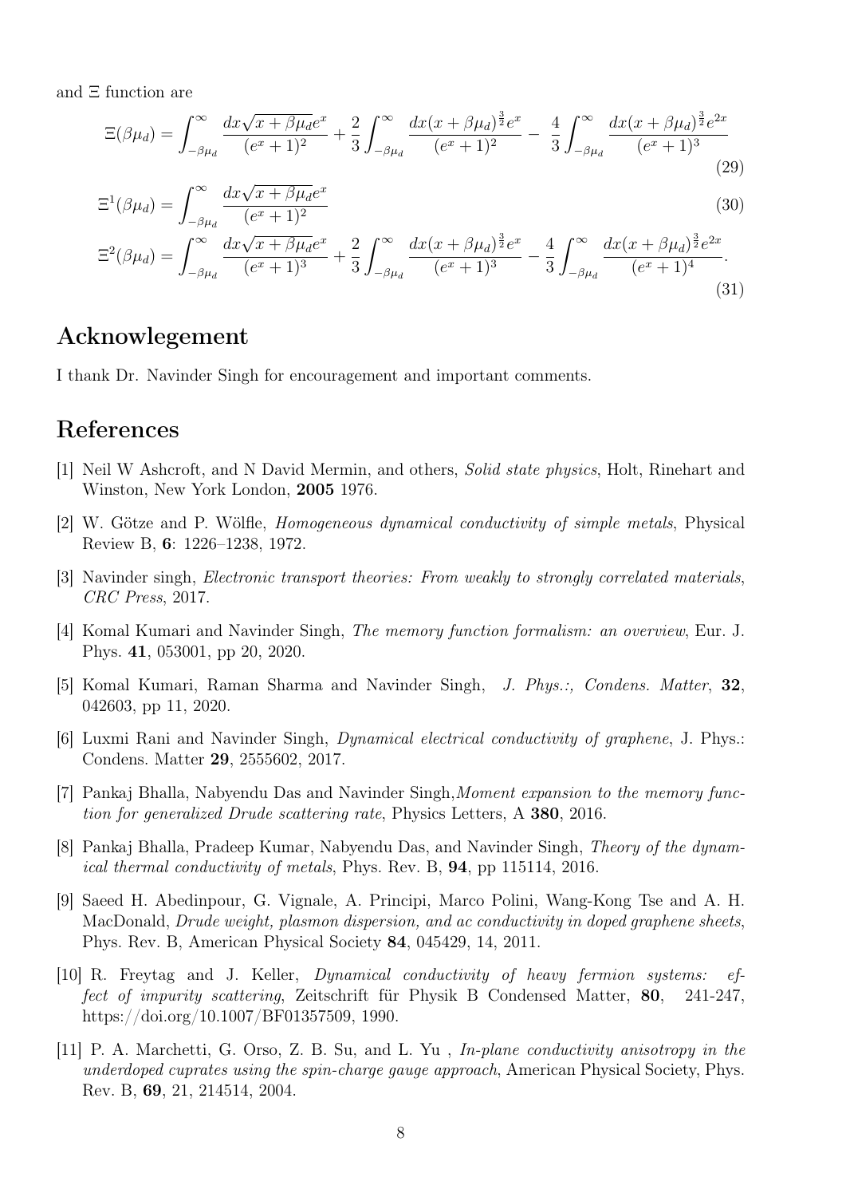and Ξ function are

$$\Xi(\beta\mu_d) = \int_{-\beta\mu_d}^{\infty} \frac{dx\sqrt{x+\beta\mu_d}e^x}{(e^x+1)^2} + \frac{2}{3}\int_{-\beta\mu_d}^{\infty} \frac{dx(x+\beta\mu_d)^{\frac{3}{2}}e^x}{(e^x+1)^2} - \frac{4}{3}\int_{-\beta\mu_d}^{\infty} \frac{dx(x+\beta\mu_d)^{\frac{3}{2}}e^{2x}}{(e^x+1)^3} \tag{29}$$

$$\Xi^1(\beta\mu_d) = \int_{-\beta\mu_d}^{\infty} \frac{dx\sqrt{x+\beta\mu_d}e^x}{(e^x+1)^2} \tag{30}$$

$$\Xi^2(\beta\mu_d) = \int_{-\beta\mu_d}^{\infty} \frac{dx\sqrt{x+\beta\mu_d}e^x}{(e^x+1)^3} + \frac{2}{3}\int_{-\beta\mu_d}^{\infty} \frac{dx(x+\beta\mu_d)^{\frac{3}{2}}e^x}{(e^x+1)^3} - \frac{4}{3}\int_{-\beta\mu_d}^{\infty} \frac{dx(x+\beta\mu_d)^{\frac{3}{2}}e^{2x}}{(e^x+1)^4}. \tag{31}$$

## Acknowlegement

I thank Dr. Navinder Singh for encouragement and important comments.

## References

[1] Neil W Ashcroft, and N David Mermin, and others, *Solid state physics*, Holt, Rinehart and Winston, New York London, **2005** 1976.

[2] W. Götze and P. Wölfle, *Homogeneous dynamical conductivity of simple metals*, Physical Review B, **6**: 1226–1238, 1972.

[3] Navinder singh, *Electronic transport theories: From weakly to strongly correlated materials*, *CRC Press*, 2017.

[4] Komal Kumari and Navinder Singh, *The memory function formalism: an overview*, Eur. J. Phys. **41**, 053001, pp 20, 2020.

[5] Komal Kumari, Raman Sharma and Navinder Singh, *J. Phys.:, Condens. Matter*, **32**, 042603, pp 11, 2020.

[6] Luxmi Rani and Navinder Singh, *Dynamical electrical conductivity of graphene*, J. Phys.: Condens. Matter **29**, 2555602, 2017.

[7] Pankaj Bhalla, Nabyendu Das and Navinder Singh,*Moment expansion to the memory function for generalized Drude scattering rate*, Physics Letters, A **380**, 2016.

[8] Pankaj Bhalla, Pradeep Kumar, Nabyendu Das, and Navinder Singh, *Theory of the dynamical thermal conductivity of metals*, Phys. Rev. B, **94**, pp 115114, 2016.

[9] Saeed H. Abedinpour, G. Vignale, A. Principi, Marco Polini, Wang-Kong Tse and A. H. MacDonald, *Drude weight, plasmon dispersion, and ac conductivity in doped graphene sheets*, Phys. Rev. B, American Physical Society **84**, 045429, 14, 2011.

[10] R. Freytag and J. Keller, *Dynamical conductivity of heavy fermion systems: effect of impurity scattering*, Zeitschrift für Physik B Condensed Matter, **80**, 241-247, https://doi.org/10.1007/BF01357509, 1990.

[11] P. A. Marchetti, G. Orso, Z. B. Su, and L. Yu , *In-plane conductivity anisotropy in the underdoped cuprates using the spin-charge gauge approach*, American Physical Society, Phys. Rev. B, **69**, 21, 214514, 2004.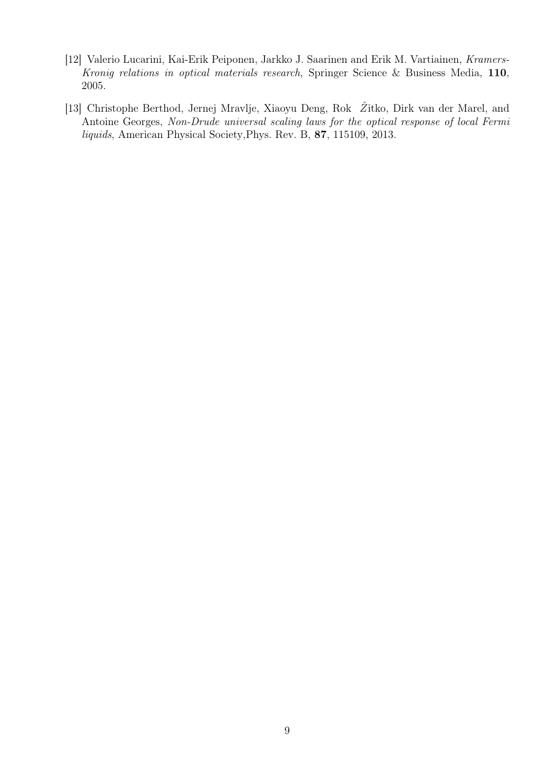[12] Valerio Lucarini, Kai-Erik Peiponen, Jarkko J. Saarinen and Erik M. Vartiainen, *Kramers-Kronig relations in optical materials research*, Springer Science & Business Media, **110**, 2005.

[13] Christophe Berthod, Jernej Mravlje, Xiaoyu Deng, Rok Žitko, Dirk van der Marel, and Antoine Georges, *Non-Drude universal scaling laws for the optical response of local Fermi liquids*, American Physical Society,Phys. Rev. B, **87**, 115109, 2013.